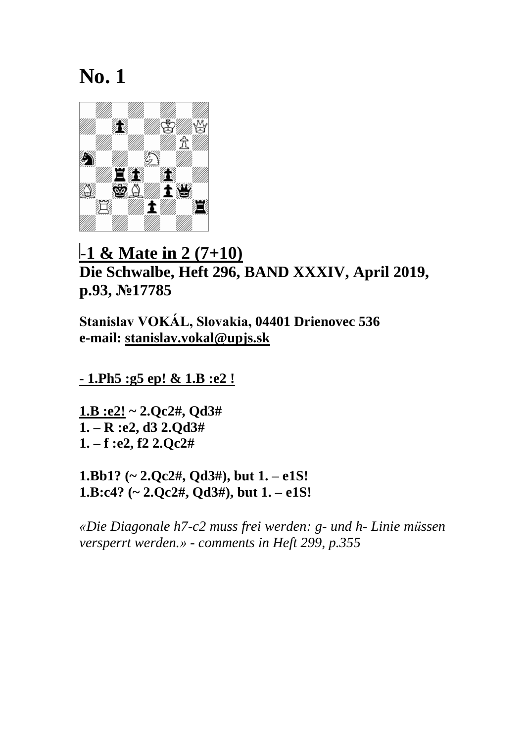# No. 1

**-1 & Mate in 2 (7+10)**
**Die Schwalbe, Heft 296, BAND XXXIV, April 2019, p.93, №17785**

**Stanislav VOKÁL, Slovakia, 04401 Drienovec 536**
**e-mail: stanislav.vokal@upjs.sk**

**- 1.Ph5 :g5 ep! & 1.B :e2 !**

**1.B :e2! ~ 2.Qc2#, Qd3#**
**1. – R :e2, d3 2.Qd3#**
**1. – f :e2, f2 2.Qc2#**

**1.Bb1? (~ 2.Qc2#, Qd3#), but 1. – e1S!**
**1.B:c4? (~ 2.Qc2#, Qd3#), but 1. – e1S!**

*«Die Diagonale h7-c2 muss frei werden: g- und h- Linie müssen versperrt werden.» - comments in Heft 299, p.355*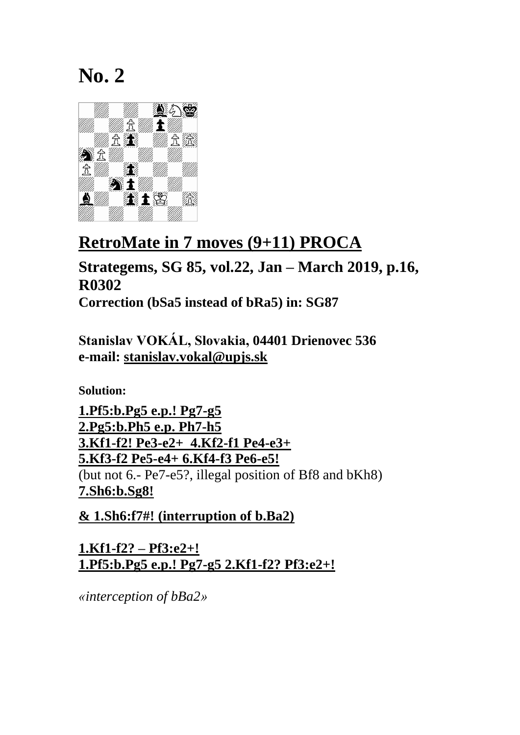# No. 2

## RetroMate in 7 moves (9+11) PROCA

### Strategems, SG 85, vol.22, Jan – March 2019, p.16, R0302

**Correction (bSa5 instead of bRa5) in: SG87**

**Stanislav VOKÁL, Slovakia, 04401 Drienovec 536**
**e-mail: stanislav.vokal@upjs.sk**

**Solution:**

**1.Pf5:b.Pg5 e.p.! Pg7-g5**
**2.Pg5:b.Ph5 e.p. Ph7-h5**
**3.Kf1-f2! Pe3-e2+ 4.Kf2-f1 Pe4-e3+**
**5.Kf3-f2 Pe5-e4+ 6.Kf4-f3 Pe6-e5!**
(but not 6.- Pe7-e5?, illegal position of Bf8 and bKh8)
**7.Sh6:b.Sg8!**

**& 1.Sh6:f7#! (interruption of b.Ba2)**

**1.Kf1-f2? – Pf3:e2+!**
**1.Pf5:b.Pg5 e.p.! Pg7-g5 2.Kf1-f2? Pf3:e2+!**

*«interception of bBa2»*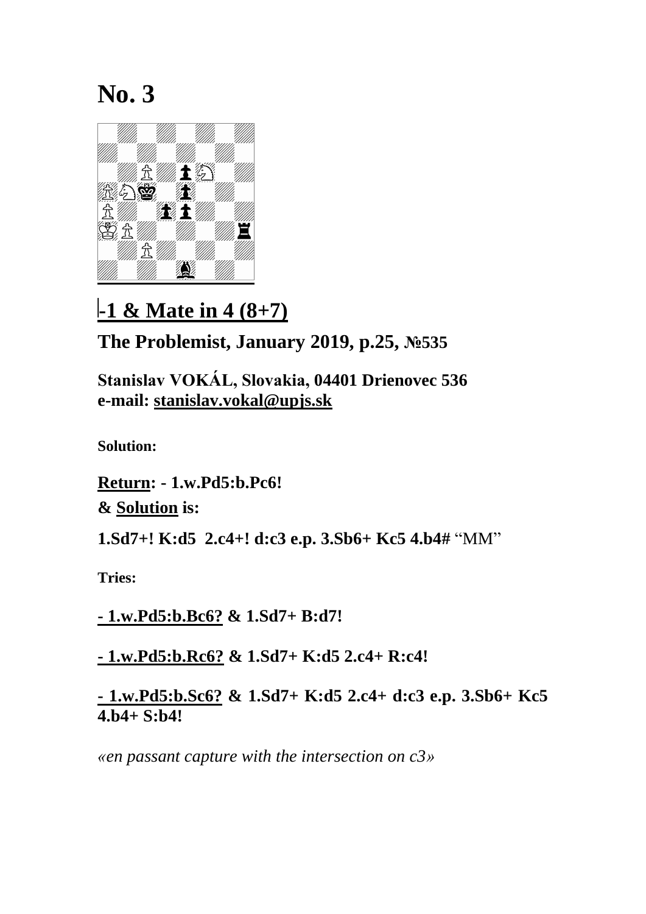# No. 3

## -1 & Mate in 4 (8+7)

### The Problemist, January 2019, p.25, №535

**Stanislav VOKÁL, Slovakia, 04401 Drienovec 536**
**e-mail: stanislav.vokal@upjs.sk**

**Solution:**

**Return: - 1.w.Pd5:b.Pc6!**

**& Solution is:**

**1.Sd7+! K:d5 2.c4+! d:c3 e.p. 3.Sb6+ Kc5 4.b4#** "MM"

**Tries:**

**- 1.w.Pd5:b.Bc6? & 1.Sd7+ B:d7!**

**- 1.w.Pd5:b.Rc6? & 1.Sd7+ K:d5 2.c4+ R:c4!**

**- 1.w.Pd5:b.Sc6? & 1.Sd7+ K:d5 2.c4+ d:c3 e.p. 3.Sb6+ Kc5 4.b4+ S:b4!**

*«en passant capture with the intersection on c3»*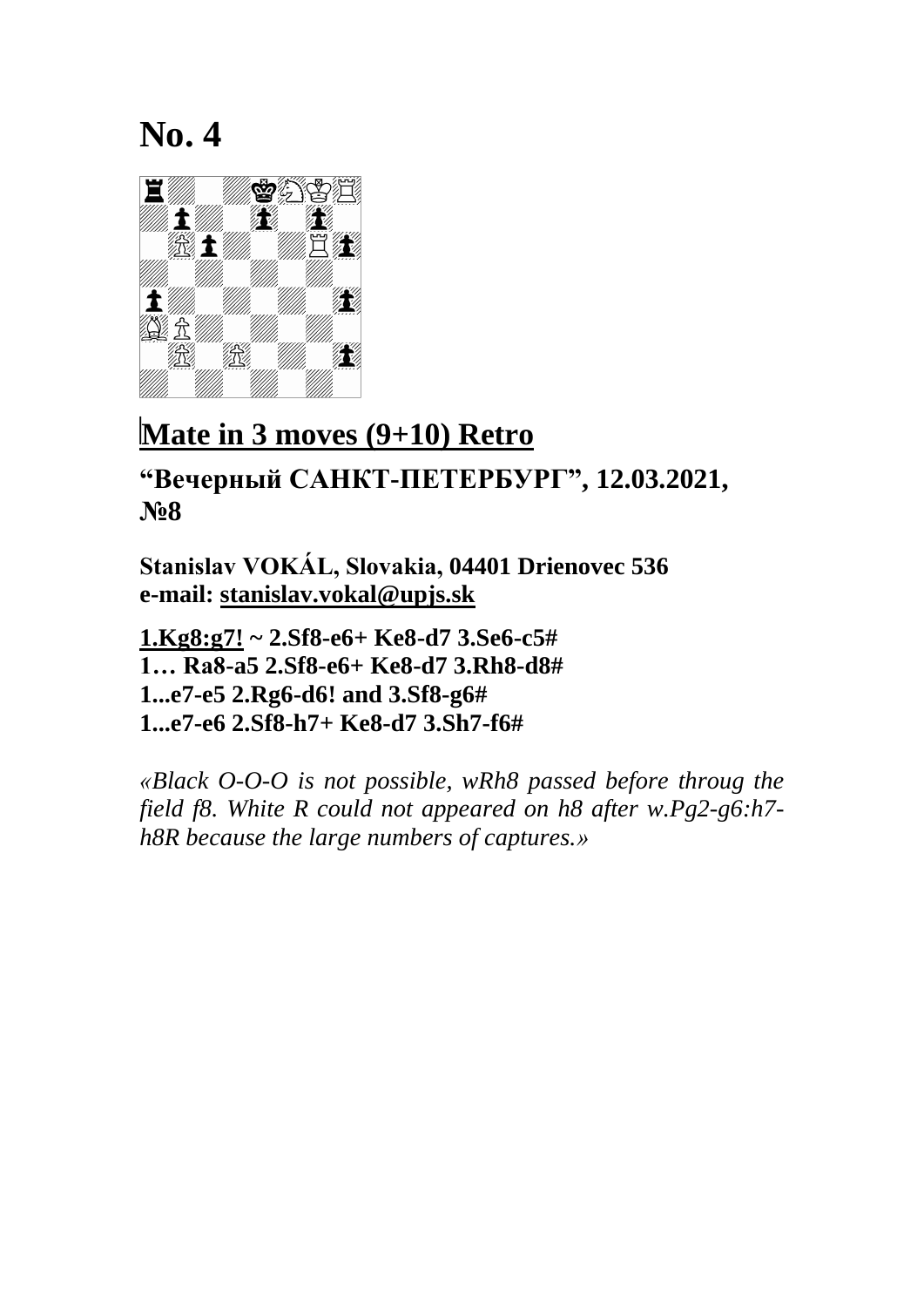# No. 4

## Mate in 3 moves (9+10) Retro

### “Вечерный САНКТ-ПЕТЕРБУРГ”, 12.03.2021, №8

**Stanislav VOKÁL, Slovakia, 04401 Drienovec 536**
**e-mail: stanislav.vokal@upjs.sk**

**1.Kg8:g7! ~ 2.Sf8-e6+ Ke8-d7 3.Se6-c5#**
**1… Ra8-a5 2.Sf8-e6+ Ke8-d7 3.Rh8-d8#**
**1...e7-e5 2.Rg6-d6! and 3.Sf8-g6#**
**1...e7-e6 2.Sf8-h7+ Ke8-d7 3.Sh7-f6#**

*«Black O-O-O is not possible, wRh8 passed before throug the field f8. White R could not appeared on h8 after w.Pg2-g6:h7-h8R because the large numbers of captures.»*